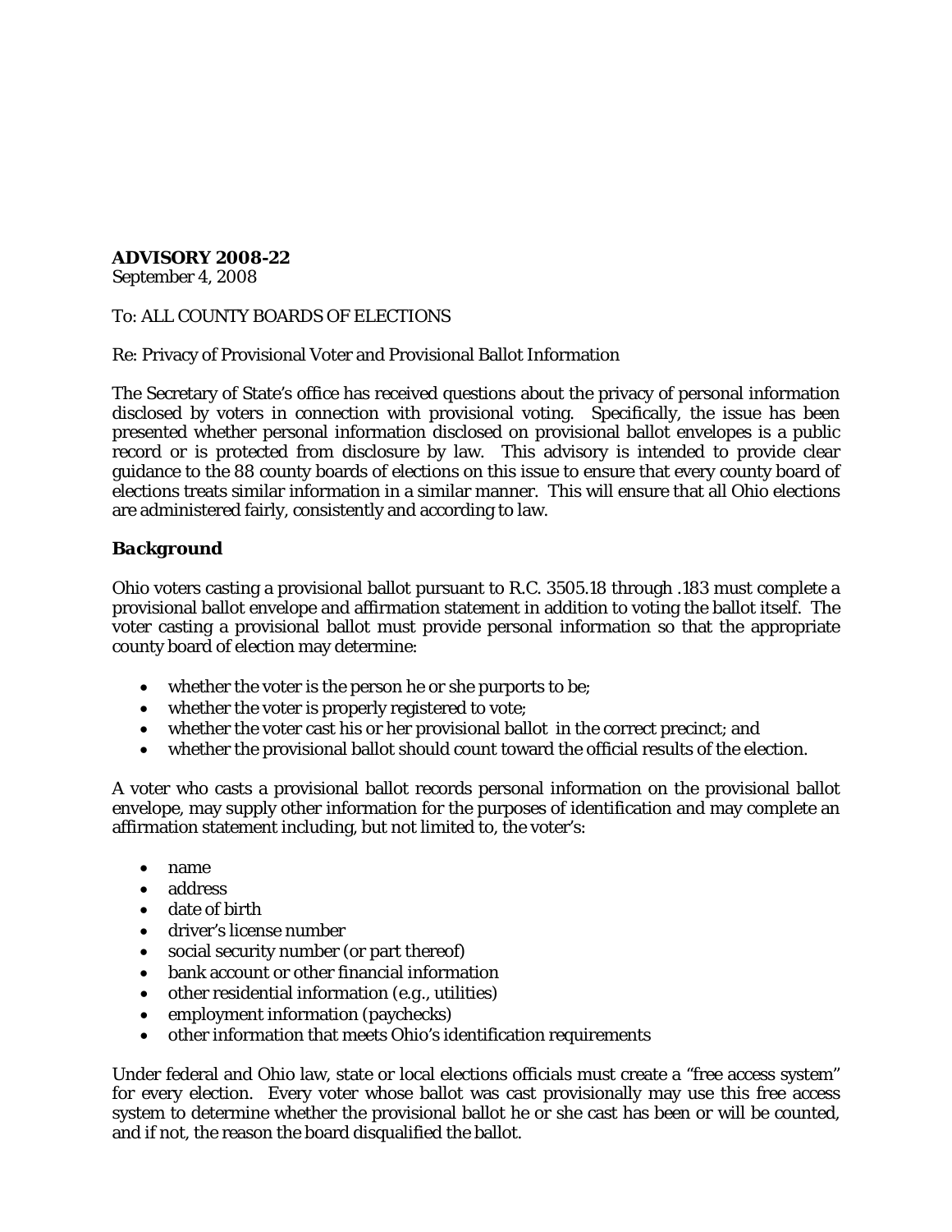**ADVISORY 2008-22**
September 4, 2008

To: ALL COUNTY BOARDS OF ELECTIONS

Re: Privacy of Provisional Voter and Provisional Ballot Information

The Secretary of State's office has received questions about the privacy of personal information disclosed by voters in connection with provisional voting. Specifically, the issue has been presented whether personal information disclosed on provisional ballot envelopes is a public record or is protected from disclosure by law. This advisory is intended to provide clear guidance to the 88 county boards of elections on this issue to ensure that every county board of elections treats similar information in a similar manner. This will ensure that all Ohio elections are administered fairly, consistently and according to law.

## *Background*

Ohio voters casting a provisional ballot pursuant to R.C. 3505.18 through .183 must complete a provisional ballot envelope and affirmation statement in addition to voting the ballot itself. The voter casting a provisional ballot must provide personal information so that the appropriate county board of election may determine:

- whether the voter is the person he or she purports to be;
- whether the voter is properly registered to vote;
- whether the voter cast his or her provisional ballot in the correct precinct; and
- whether the provisional ballot should count toward the official results of the election.

A voter who casts a provisional ballot records personal information on the provisional ballot envelope, may supply other information for the purposes of identification and may complete an affirmation statement including, but not limited to, the voter's:

- name
- address
- date of birth
- driver's license number
- social security number (or part thereof)
- bank account or other financial information
- other residential information (e.g., utilities)
- employment information (paychecks)
- other information that meets Ohio's identification requirements

Under federal and Ohio law, state or local elections officials must create a "free access system" for every election. Every voter whose ballot was cast provisionally may use this free access system to determine whether the provisional ballot he or she cast has been or will be counted, and if not, the reason the board disqualified the ballot.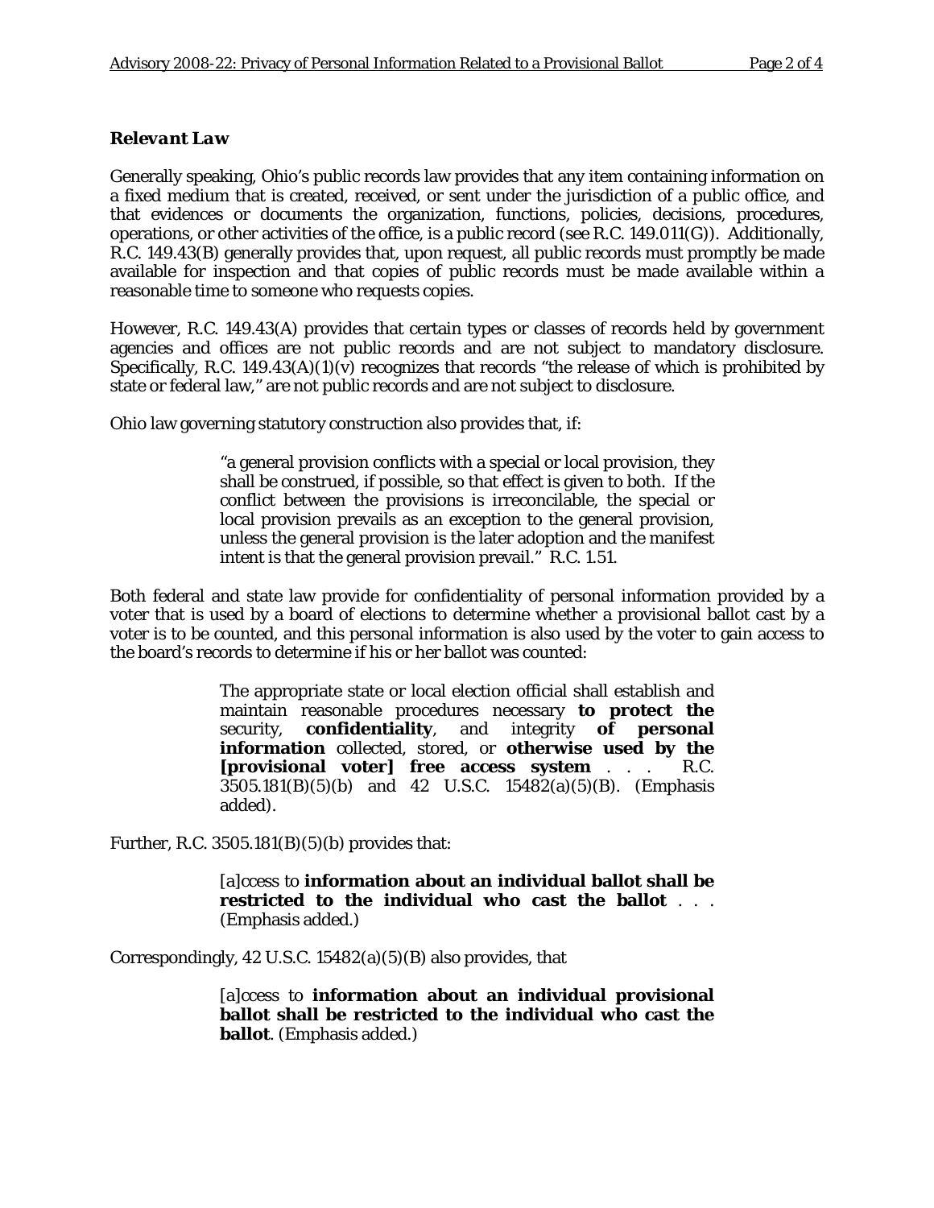***Relevant Law***

Generally speaking, Ohio's public records law provides that any item containing information on a fixed medium that is created, received, or sent under the jurisdiction of a public office, and that evidences or documents the organization, functions, policies, decisions, procedures, operations, or other activities of the office, is a public record (see R.C. 149.011(G)). Additionally, R.C. 149.43(B) generally provides that, upon request, all public records must promptly be made available for inspection and that copies of public records must be made available within a reasonable time to someone who requests copies.

However, R.C. 149.43(A) provides that certain types or classes of records held by government agencies and offices are not public records and are not subject to mandatory disclosure. Specifically, R.C. 149.43(A)(1)(v) recognizes that records "the release of which is prohibited by state or federal law," are not public records and are not subject to disclosure.

Ohio law governing statutory construction also provides that, if:

> "a general provision conflicts with a special or local provision, they shall be construed, if possible, so that effect is given to both. If the conflict between the provisions is irreconcilable, the special or local provision prevails as an exception to the general provision, unless the general provision is the later adoption and the manifest intent is that the general provision prevail." R.C. 1.51.

Both federal and state law provide for confidentiality of personal information provided by a voter that is used by a board of elections to determine whether a provisional ballot cast by a voter is to be counted, and this personal information is also used by the voter to gain access to the board's records to determine if his or her ballot was counted:

> The appropriate state or local election official shall establish and maintain reasonable procedures necessary **to protect the** security, **confidentiality**, and integrity **of personal information** collected, stored, or **otherwise used by the [provisional voter] free access system** . . . R.C. 3505.181(B)(5)(b) and 42 U.S.C. 15482(a)(5)(B). (Emphasis added).

Further, R.C. 3505.181(B)(5)(b) provides that:

> [a]ccess to **information about an individual ballot shall be restricted to the individual who cast the ballot** . . . (Emphasis added.)

Correspondingly, 42 U.S.C. 15482(a)(5)(B) also provides, that

> [a]ccess to **information about an individual provisional ballot shall be restricted to the individual who cast the ballot**. (Emphasis added.)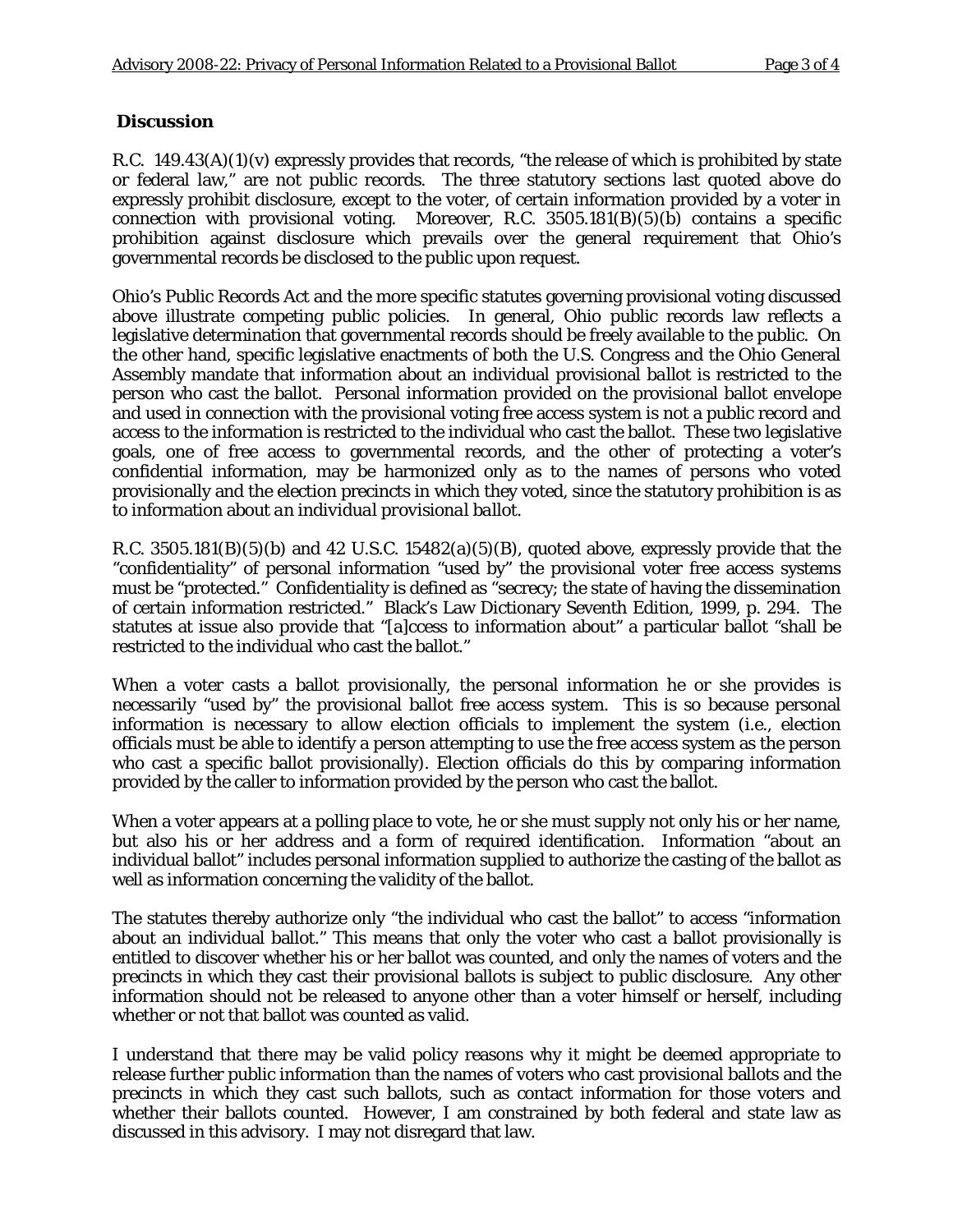## Discussion

R.C. 149.43(A)(1)(v) expressly provides that records, "the release of which is prohibited by state or federal law," are not public records. The three statutory sections last quoted above do expressly prohibit disclosure, except to the voter, of certain information provided by a voter in connection with provisional voting. Moreover, R.C. 3505.181(B)(5)(b) contains a specific prohibition against disclosure which prevails over the general requirement that Ohio's governmental records be disclosed to the public upon request.

Ohio's Public Records Act and the more specific statutes governing provisional voting discussed above illustrate competing public policies. In general, Ohio public records law reflects a legislative determination that governmental records should be freely available to the public. On the other hand, specific legislative enactments of both the U.S. Congress and the Ohio General Assembly mandate that information about an individual provisional ballot is restricted to the person who cast the ballot. Personal information provided on the provisional ballot envelope and used in connection with the provisional voting free access system is not a public record and access to the information is restricted to the individual who cast the ballot. These two legislative goals, one of free access to governmental records, and the other of protecting a voter's confidential information, may be harmonized only as to the names of persons who voted provisionally and the election precincts in which they voted, since the statutory prohibition is as to information about *an individual provisional ballot*.

R.C. 3505.181(B)(5)(b) and 42 U.S.C. 15482(a)(5)(B), quoted above, expressly provide that the "confidentiality" of personal information "used by" the provisional voter free access systems must be "protected." Confidentiality is defined as "secrecy; the state of having the dissemination of certain information restricted." Black's Law Dictionary Seventh Edition, 1999, p. 294. The statutes at issue also provide that "[a]ccess to information about" a particular ballot "shall be restricted to the individual who cast the ballot."

When a voter casts a ballot provisionally, the personal information he or she provides is necessarily "used by" the provisional ballot free access system. This is so because personal information is necessary to allow election officials to implement the system (i.e., election officials must be able to identify a person attempting to use the free access system as the person who cast a specific ballot provisionally). Election officials do this by comparing information provided by the caller to information provided by the person who cast the ballot.

When a voter appears at a polling place to vote, he or she must supply not only his or her name, but also his or her address and a form of required identification. Information "about an individual ballot" includes personal information supplied to authorize the casting of the ballot as well as information concerning the validity of the ballot.

The statutes thereby authorize only "the individual who cast the ballot" to access "information about an individual ballot." This means that only the voter who cast a ballot provisionally is entitled to discover whether his or her ballot was counted, and only the names of voters and the precincts in which they cast their provisional ballots is subject to public disclosure. Any other information should not be released to anyone other than a voter himself or herself, including whether or not that ballot was counted as valid.

I understand that there may be valid policy reasons why it might be deemed appropriate to release further public information than the names of voters who cast provisional ballots and the precincts in which they cast such ballots, such as contact information for those voters and whether their ballots counted. However, I am constrained by both federal and state law as discussed in this advisory. I may not disregard that law.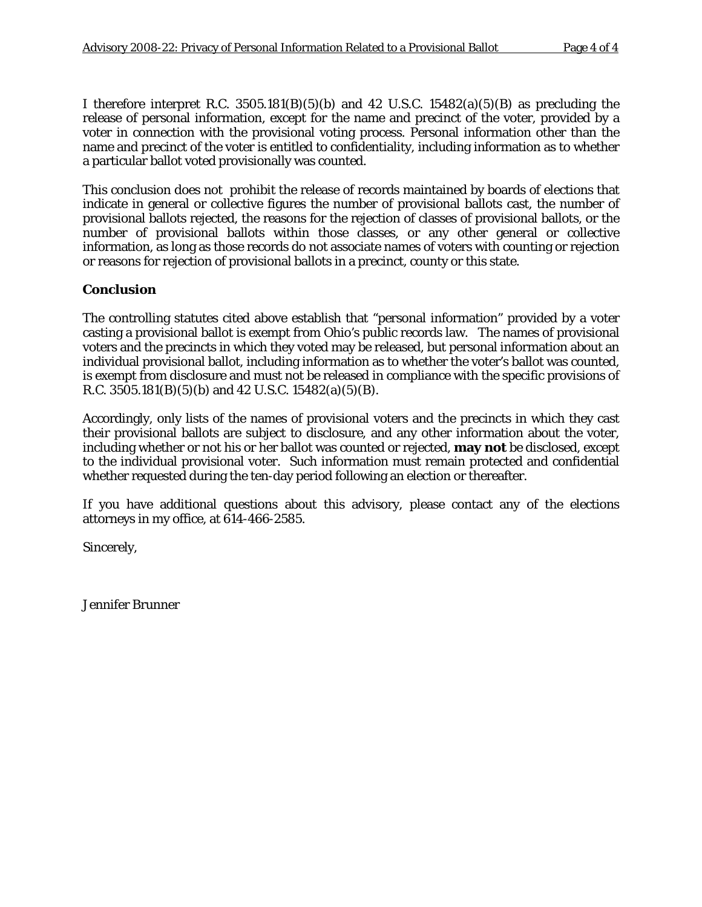I therefore interpret R.C. 3505.181(B)(5)(b) and 42 U.S.C. 15482(a)(5)(B) as precluding the release of personal information, except for the name and precinct of the voter, provided by a voter in connection with the provisional voting process. Personal information other than the name and precinct of the voter is entitled to confidentiality, including information as to whether a particular ballot voted provisionally was counted.

This conclusion does not prohibit the release of records maintained by boards of elections that indicate in general or collective figures the number of provisional ballots cast, the number of provisional ballots rejected, the reasons for the rejection of classes of provisional ballots, or the number of provisional ballots within those classes, or any other general or collective information, as long as those records do not associate names of voters with counting or rejection or reasons for rejection of provisional ballots in a precinct, county or this state.

### Conclusion

The controlling statutes cited above establish that "personal information" provided by a voter casting a provisional ballot is exempt from Ohio's public records law. The names of provisional voters and the precincts in which they voted may be released, but personal information about an individual provisional ballot, including information as to whether the voter's ballot was counted, is exempt from disclosure and must not be released in compliance with the specific provisions of R.C. 3505.181(B)(5)(b) and 42 U.S.C. 15482(a)(5)(B).

Accordingly, only lists of the names of provisional voters and the precincts in which they cast their provisional ballots are subject to disclosure, and any other information about the voter, including whether or not his or her ballot was counted or rejected, **may not** be disclosed, except to the individual provisional voter. Such information must remain protected and confidential whether requested during the ten-day period following an election or thereafter.

If you have additional questions about this advisory, please contact any of the elections attorneys in my office, at 614-466-2585.

Sincerely,

Jennifer Brunner